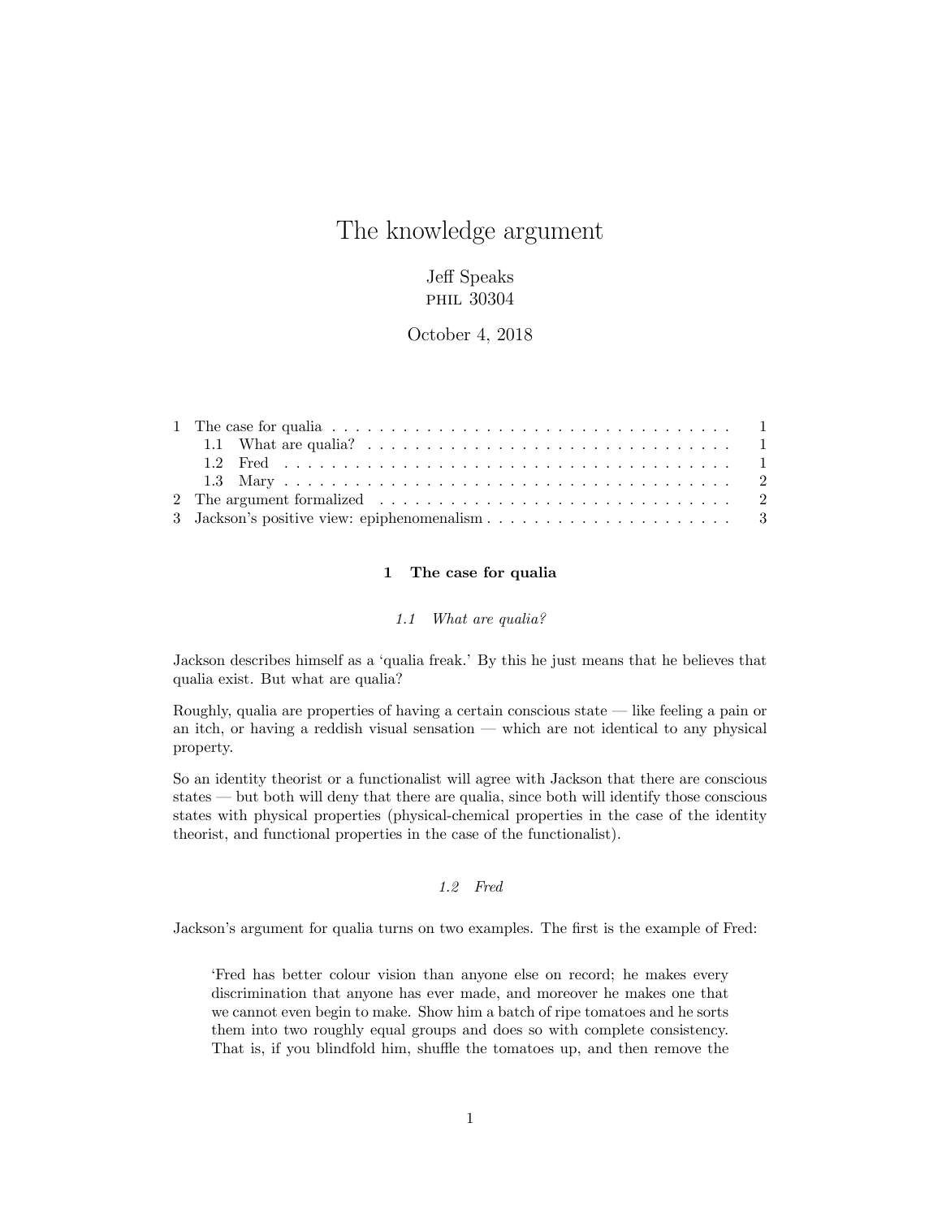# The knowledge argument

Jeff Speaks
PHIL 30304

October 4, 2018

| | | |
|---|---|---|
| 1 | The case for qualia | 1 |
| | 1.1 What are qualia? | 1 |
| | 1.2 Fred | 1 |
| | 1.3 Mary | 2 |
| 2 | The argument formalized | 2 |
| 3 | Jackson's positive view: epiphenomenalism | 3 |

## 1 The case for qualia

### *1.1 What are qualia?*

Jackson describes himself as a 'qualia freak.' By this he just means that he believes that qualia exist. But what are qualia?

Roughly, qualia are properties of having a certain conscious state — like feeling a pain or an itch, or having a reddish visual sensation — which are not identical to any physical property.

So an identity theorist or a functionalist will agree with Jackson that there are conscious states — but both will deny that there are qualia, since both will identify those conscious states with physical properties (physical-chemical properties in the case of the identity theorist, and functional properties in the case of the functionalist).

### *1.2 Fred*

Jackson's argument for qualia turns on two examples. The first is the example of Fred:

> 'Fred has better colour vision than anyone else on record; he makes every discrimination that anyone has ever made, and moreover he makes one that we cannot even begin to make. Show him a batch of ripe tomatoes and he sorts them into two roughly equal groups and does so with complete consistency. That is, if you blindfold him, shuffle the tomatoes up, and then remove the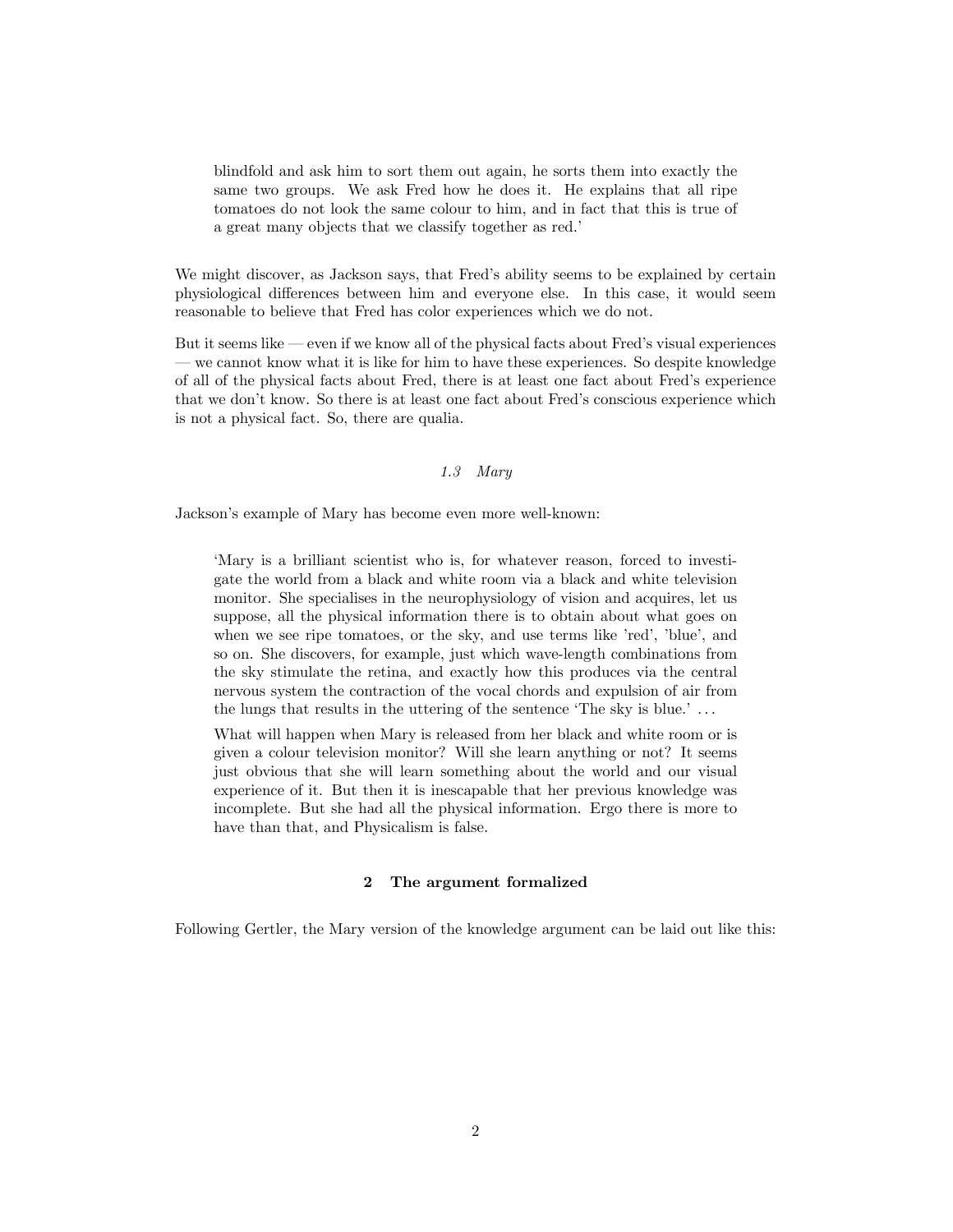> blindfold and ask him to sort them out again, he sorts them into exactly the same two groups. We ask Fred how he does it. He explains that all ripe tomatoes do not look the same colour to him, and in fact that this is true of a great many objects that we classify together as red.'

We might discover, as Jackson says, that Fred's ability seems to be explained by certain physiological differences between him and everyone else. In this case, it would seem reasonable to believe that Fred has color experiences which we do not.

But it seems like — even if we know all of the physical facts about Fred's visual experiences — we cannot know what it is like for him to have these experiences. So despite knowledge of all of the physical facts about Fred, there is at least one fact about Fred's experience that we don't know. So there is at least one fact about Fred's conscious experience which is not a physical fact. So, there are qualia.

### *1.3 Mary*

Jackson's example of Mary has become even more well-known:

> 'Mary is a brilliant scientist who is, for whatever reason, forced to investigate the world from a black and white room via a black and white television monitor. She specialises in the neurophysiology of vision and acquires, let us suppose, all the physical information there is to obtain about what goes on when we see ripe tomatoes, or the sky, and use terms like 'red', 'blue', and so on. She discovers, for example, just which wave-length combinations from the sky stimulate the retina, and exactly how this produces via the central nervous system the contraction of the vocal chords and expulsion of air from the lungs that results in the uttering of the sentence 'The sky is blue.' ...
>
> What will happen when Mary is released from her black and white room or is given a colour television monitor? Will she learn anything or not? It seems just obvious that she will learn something about the world and our visual experience of it. But then it is inescapable that her previous knowledge was incomplete. But she had all the physical information. Ergo there is more to have than that, and Physicalism is false.

## 2 The argument formalized

Following Gertler, the Mary version of the knowledge argument can be laid out like this: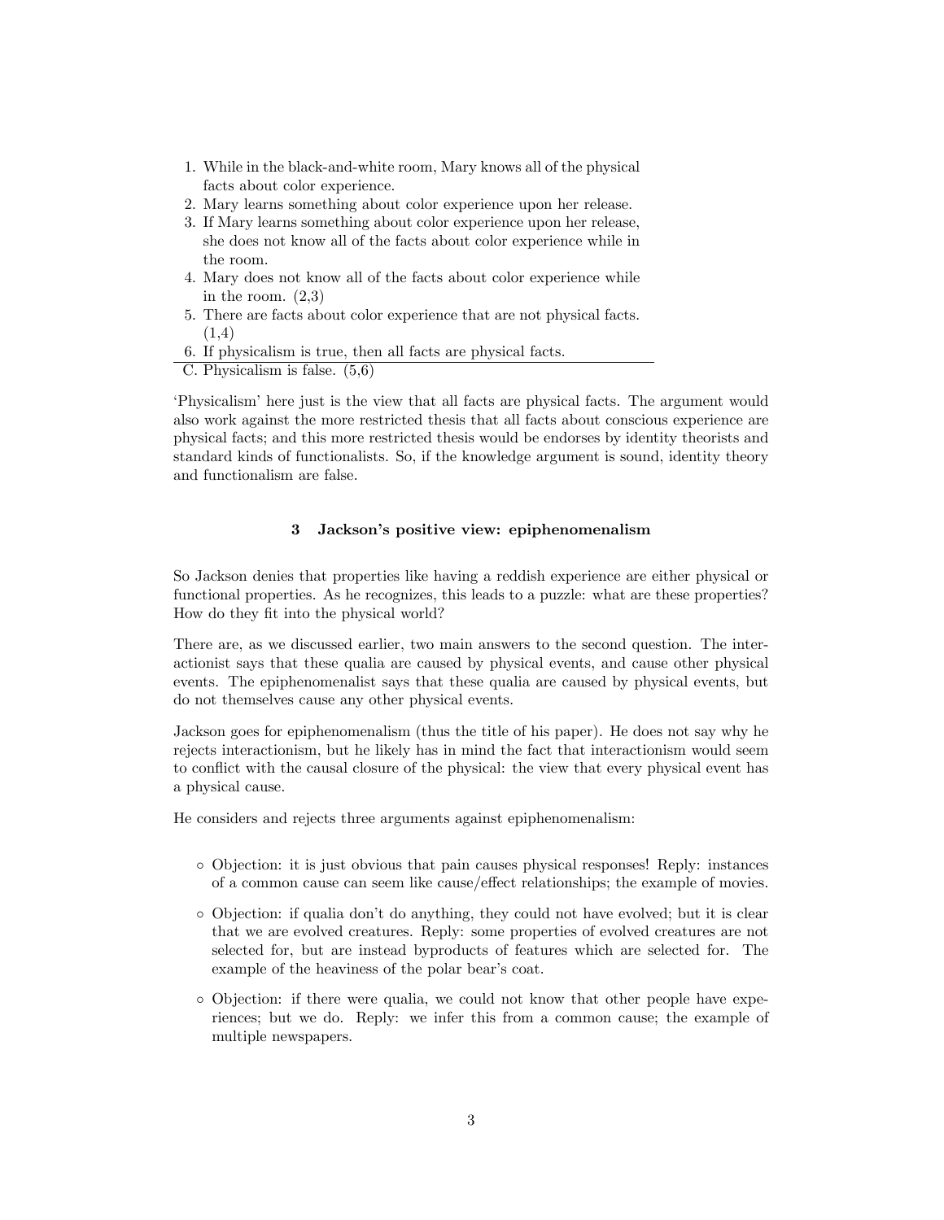1. While in the black-and-white room, Mary knows all of the physical facts about color experience.
2. Mary learns something about color experience upon her release.
3. If Mary learns something about color experience upon her release, she does not know all of the facts about color experience while in the room.
4. Mary does not know all of the facts about color experience while in the room. (2,3)
5. There are facts about color experience that are not physical facts. (1,4)
6. If physicalism is true, then all facts are physical facts.

---

C. Physicalism is false. (5,6)

'Physicalism' here just is the view that all facts are physical facts. The argument would also work against the more restricted thesis that all facts about conscious experience are physical facts; and this more restricted thesis would be endorses by identity theorists and standard kinds of functionalists. So, if the knowledge argument is sound, identity theory and functionalism are false.

### 3 Jackson's positive view: epiphenomenalism

So Jackson denies that properties like having a reddish experience are either physical or functional properties. As he recognizes, this leads to a puzzle: what are these properties? How do they fit into the physical world?

There are, as we discussed earlier, two main answers to the second question. The interactionist says that these qualia are caused by physical events, and cause other physical events. The epiphenomenalist says that these qualia are caused by physical events, but do not themselves cause any other physical events.

Jackson goes for epiphenomenalism (thus the title of his paper). He does not say why he rejects interactionism, but he likely has in mind the fact that interactionism would seem to conflict with the causal closure of the physical: the view that every physical event has a physical cause.

He considers and rejects three arguments against epiphenomenalism:

- Objection: it is just obvious that pain causes physical responses! Reply: instances of a common cause can seem like cause/effect relationships; the example of movies.
- Objection: if qualia don't do anything, they could not have evolved; but it is clear that we are evolved creatures. Reply: some properties of evolved creatures are not selected for, but are instead byproducts of features which are selected for. The example of the heaviness of the polar bear's coat.
- Objection: if there were qualia, we could not know that other people have experiences; but we do. Reply: we infer this from a common cause; the example of multiple newspapers.